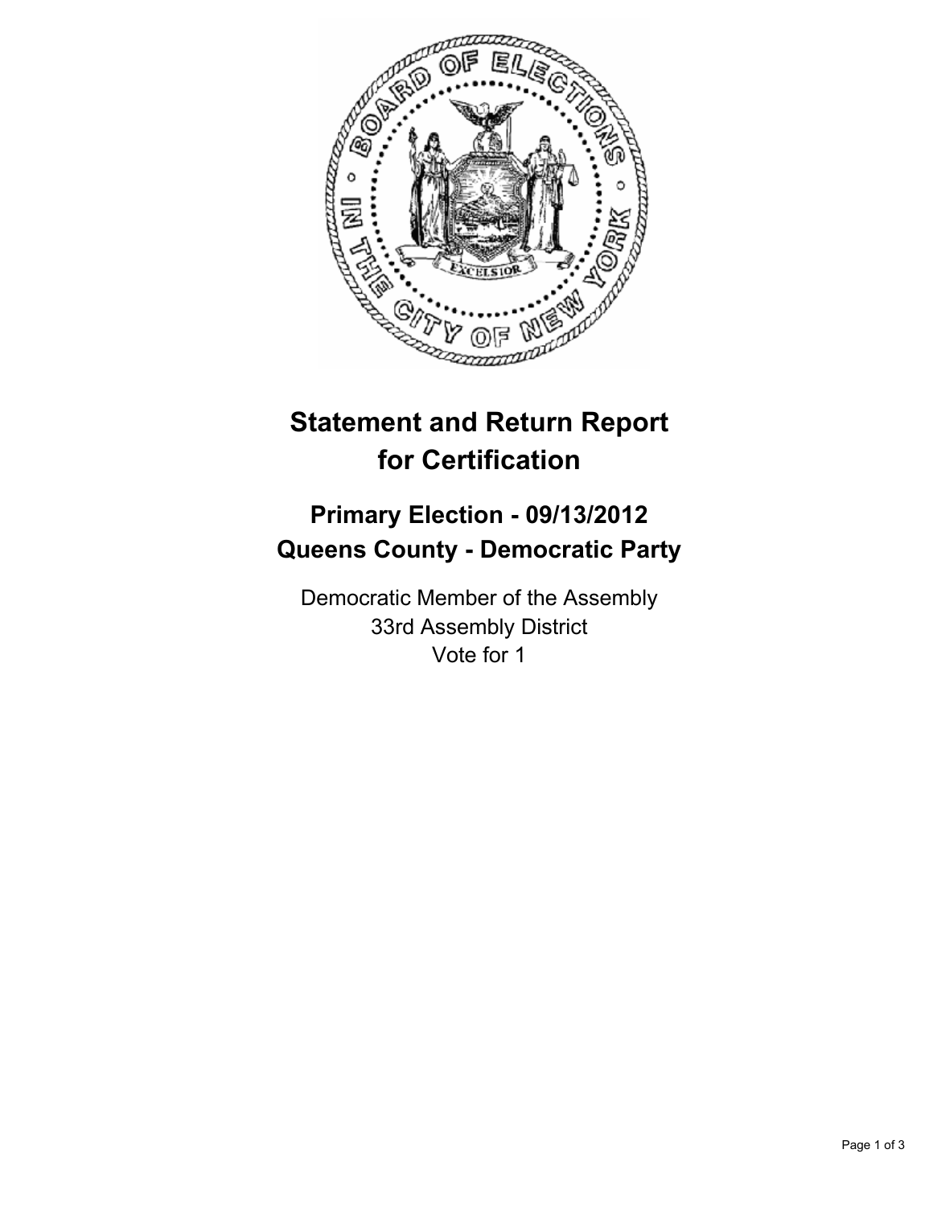# Statement and Return Report for Certification

## Primary Election - 09/13/2012
## Queens County - Democratic Party

Democratic Member of the Assembly
33rd Assembly District
Vote for 1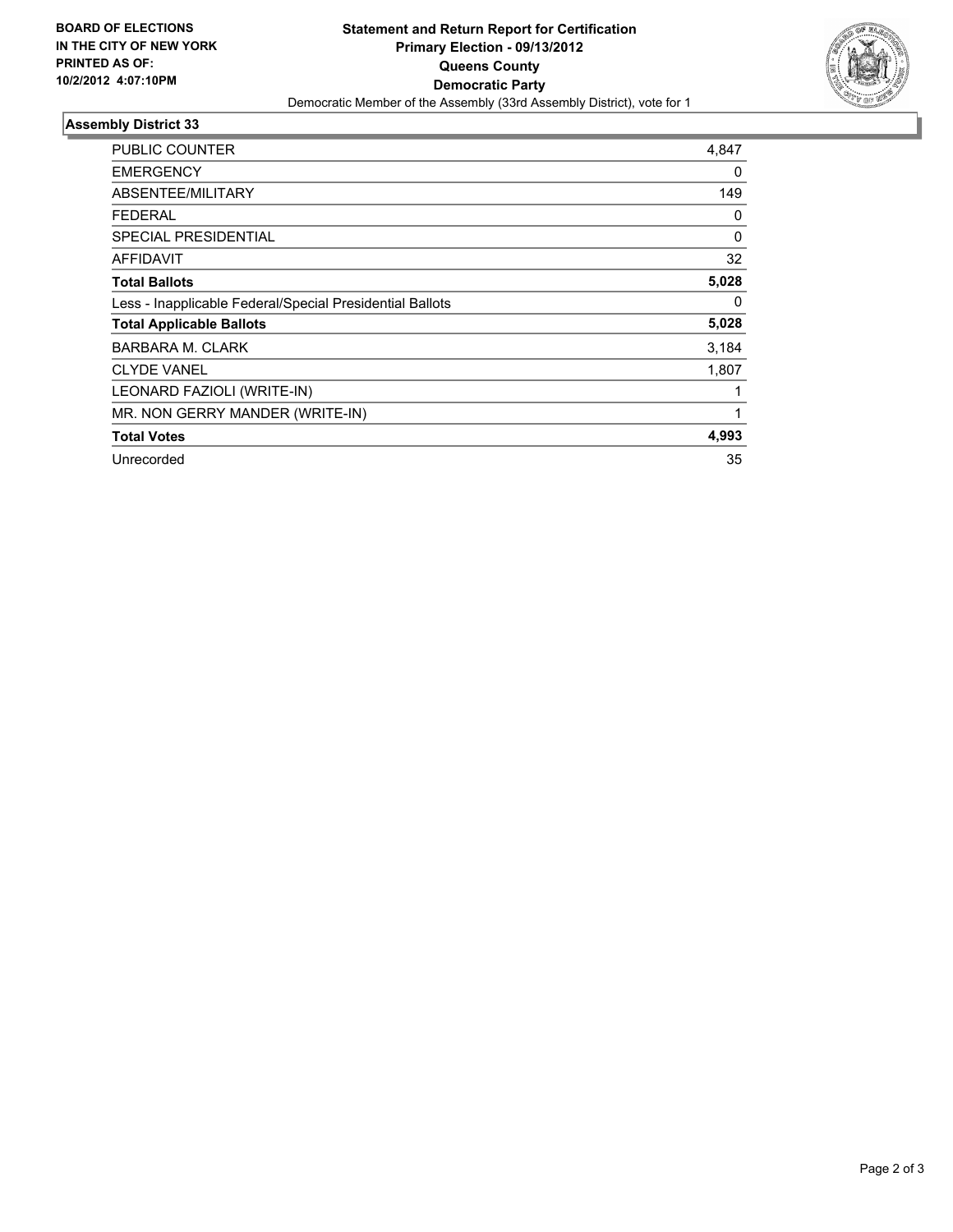**BOARD OF ELECTIONS IN THE CITY OF NEW YORK PRINTED AS OF: 10/2/2012 4:07:10PM**

# Statement and Return Report for Certification
## Primary Election - 09/13/2012
## Queens County
## Democratic Party

Democratic Member of the Assembly (33rd Assembly District), vote for 1

### Assembly District 33

| | |
|---|---|
| PUBLIC COUNTER | 4,847 |
| EMERGENCY | 0 |
| ABSENTEE/MILITARY | 149 |
| FEDERAL | 0 |
| SPECIAL PRESIDENTIAL | 0 |
| AFFIDAVIT | 32 |
| **Total Ballots** | **5,028** |
| Less - Inapplicable Federal/Special Presidential Ballots | 0 |
| **Total Applicable Ballots** | **5,028** |
| BARBARA M. CLARK | 3,184 |
| CLYDE VANEL | 1,807 |
| LEONARD FAZIOLI (WRITE-IN) | 1 |
| MR. NON GERRY MANDER (WRITE-IN) | 1 |
| **Total Votes** | **4,993** |
| Unrecorded | 35 |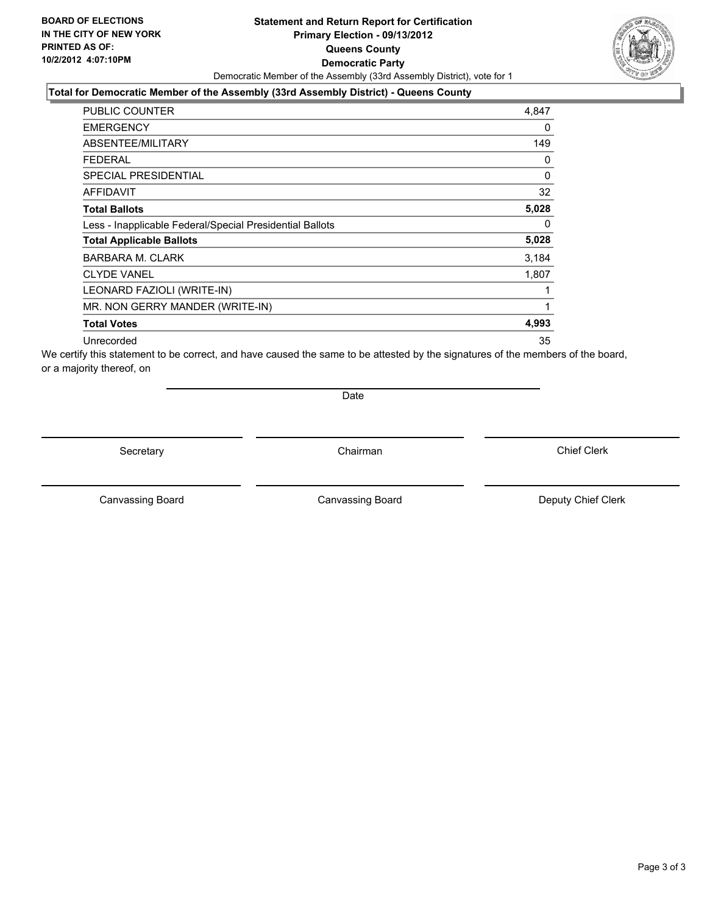**BOARD OF ELECTIONS IN THE CITY OF NEW YORK PRINTED AS OF: 10/2/2012 4:07:10PM**

**Statement and Return Report for Certification**
**Primary Election - 09/13/2012**
**Queens County**
**Democratic Party**

Democratic Member of the Assembly (33rd Assembly District), vote for 1

**Total for Democratic Member of the Assembly (33rd Assembly District) - Queens County**

| | |
|---|---|
| PUBLIC COUNTER | 4,847 |
| EMERGENCY | 0 |
| ABSENTEE/MILITARY | 149 |
| FEDERAL | 0 |
| SPECIAL PRESIDENTIAL | 0 |
| AFFIDAVIT | 32 |
| **Total Ballots** | **5,028** |
| Less - Inapplicable Federal/Special Presidential Ballots | 0 |
| **Total Applicable Ballots** | **5,028** |
| BARBARA M. CLARK | 3,184 |
| CLYDE VANEL | 1,807 |
| LEONARD FAZIOLI (WRITE-IN) | 1 |
| MR. NON GERRY MANDER (WRITE-IN) | 1 |
| **Total Votes** | **4,993** |
| Unrecorded | 35 |

We certify this statement to be correct, and have caused the same to be attested by the signatures of the members of the board, or a majority thereof, on

Date

Secretary

Chairman

Chief Clerk

Canvassing Board

Canvassing Board

Deputy Chief Clerk